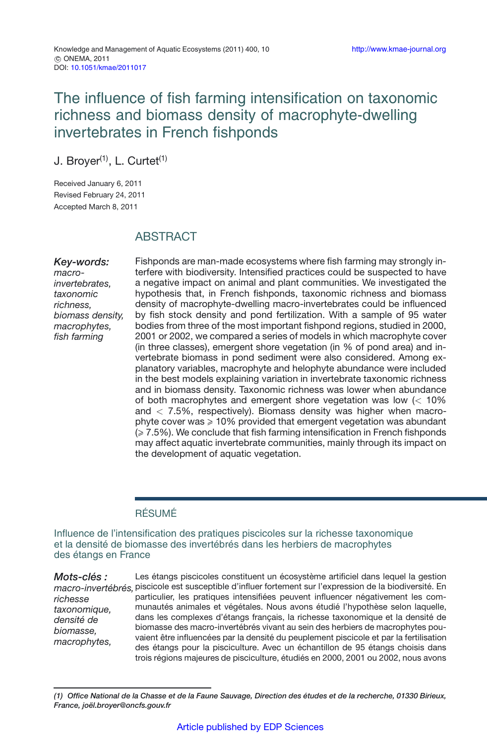# The influence of fish farming intensification on taxonomic richness and biomass density of macrophyte-dwelling invertebrates in French fishponds

J. Broyer[1], L. Curtet[1]

Received January 6, 2011
Revised February 24, 2011
Accepted March 8, 2011

## ABSTRACT

***Key-words:*** *macro-invertebrates, taxonomic richness, biomass density, macrophytes, fish farming*

Fishponds are man-made ecosystems where fish farming may strongly interfere with biodiversity. Intensified practices could be suspected to have a negative impact on animal and plant communities. We investigated the hypothesis that, in French fishponds, taxonomic richness and biomass density of macrophyte-dwelling macro-invertebrates could be influenced by fish stock density and pond fertilization. With a sample of 95 water bodies from three of the most important fishpond regions, studied in 2000, 2001 or 2002, we compared a series of models in which macrophyte cover (in three classes), emergent shore vegetation (in % of pond area) and invertebrate biomass in pond sediment were also considered. Among explanatory variables, macrophyte and helophyte abundance were included in the best models explaining variation in invertebrate taxonomic richness and in biomass density. Taxonomic richness was lower when abundance of both macrophytes and emergent shore vegetation was low ($<$ 10% and $<$ 7.5%, respectively). Biomass density was higher when macrophyte cover was $\geqslant$ 10% provided that emergent vegetation was abundant ($\geqslant$ 7.5%). We conclude that fish farming intensification in French fishponds may affect aquatic invertebrate communities, mainly through its impact on the development of aquatic vegetation.

## RÉSUMÉ

### Influence de l'intensification des pratiques piscicoles sur la richesse taxonomique et la densité de biomasse des invertébrés dans les herbiers de macrophytes des étangs en France

***Mots-clés :*** *macro-invertébrés, richesse taxonomique, densité de biomasse, macrophytes,*

Les étangs piscicoles constituent un écosystème artificiel dans lequel la gestion piscicole est susceptible d'influer fortement sur l'expression de la biodiversité. En particulier, les pratiques intensifiées peuvent influencer négativement les communautés animales et végétales. Nous avons étudié l'hypothèse selon laquelle, dans les complexes d'étangs français, la richesse taxonomique et la densité de biomasse des macro-invertébrés vivant au sein des herbiers de macrophytes pouvaient être influencées par la densité du peuplement piscicole et par la fertilisation des étangs pour la pisciculture. Avec un échantillon de 95 étangs choisis dans trois régions majeures de pisciculture, étudiés en 2000, 2001 ou 2002, nous avons

---

*(1) Office National de la Chasse et de la Faune Sauvage, Direction des études et de la recherche, 01330 Birieux, France, joël.broyer@oncfs.gouv.fr*

Article published by EDP Sciences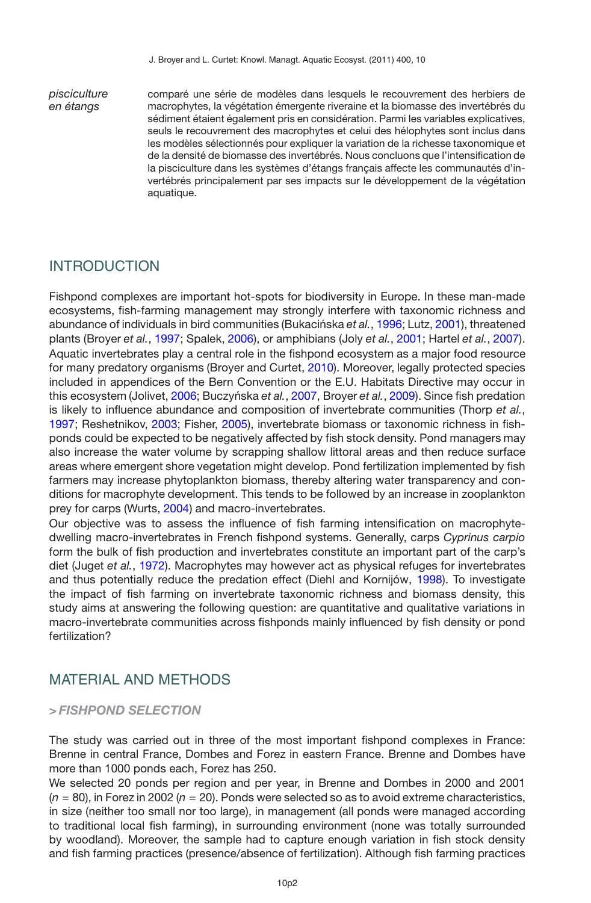*pisciculture en étangs*

comparé une série de modèles dans lesquels le recouvrement des herbiers de macrophytes, la végétation émergente riveraine et la biomasse des invertébrés du sédiment étaient également pris en considération. Parmi les variables explicatives, seuls le recouvrement des macrophytes et celui des hélophytes sont inclus dans les modèles sélectionnés pour expliquer la variation de la richesse taxonomique et de la densité de biomasse des invertébrés. Nous concluons que l'intensification de la pisciculture dans les systèmes d'étangs français affecte les communautés d'invertébrés principalement par ses impacts sur le développement de la végétation aquatique.

## INTRODUCTION

Fishpond complexes are important hot-spots for biodiversity in Europe. In these man-made ecosystems, fish-farming management may strongly interfere with taxonomic richness and abundance of individuals in bird communities (Bukacińska *et al.*, 1996; Lutz, 2001), threatened plants (Broyer *et al.*, 1997; Spalek, 2006), or amphibians (Joly *et al.*, 2001; Hartel *et al.*, 2007). Aquatic invertebrates play a central role in the fishpond ecosystem as a major food resource for many predatory organisms (Broyer and Curtet, 2010). Moreover, legally protected species included in appendices of the Bern Convention or the E.U. Habitats Directive may occur in this ecosystem (Jolivet, 2006; Buczyńska *et al.*, 2007, Broyer *et al.*, 2009). Since fish predation is likely to influence abundance and composition of invertebrate communities (Thorp *et al.*, 1997; Reshetnikov, 2003; Fisher, 2005), invertebrate biomass or taxonomic richness in fishponds could be expected to be negatively affected by fish stock density. Pond managers may also increase the water volume by scrapping shallow littoral areas and then reduce surface areas where emergent shore vegetation might develop. Pond fertilization implemented by fish farmers may increase phytoplankton biomass, thereby altering water transparency and conditions for macrophyte development. This tends to be followed by an increase in zooplankton prey for carps (Wurts, 2004) and macro-invertebrates.

Our objective was to assess the influence of fish farming intensification on macrophyte-dwelling macro-invertebrates in French fishpond systems. Generally, carps *Cyprinus carpio* form the bulk of fish production and invertebrates constitute an important part of the carp's diet (Juget *et al.*, 1972). Macrophytes may however act as physical refuges for invertebrates and thus potentially reduce the predation effect (Diehl and Kornijów, 1998). To investigate the impact of fish farming on invertebrate taxonomic richness and biomass density, this study aims at answering the following question: are quantitative and qualitative variations in macro-invertebrate communities across fishponds mainly influenced by fish density or pond fertilization?

## MATERIAL AND METHODS

### > *FISHPOND SELECTION*

The study was carried out in three of the most important fishpond complexes in France: Brenne in central France, Dombes and Forez in eastern France. Brenne and Dombes have more than 1000 ponds each, Forez has 250.

We selected 20 ponds per region and per year, in Brenne and Dombes in 2000 and 2001 ($n = 80$), in Forez in 2002 ($n = 20$). Ponds were selected so as to avoid extreme characteristics, in size (neither too small nor too large), in management (all ponds were managed according to traditional local fish farming), in surrounding environment (none was totally surrounded by woodland). Moreover, the sample had to capture enough variation in fish stock density and fish farming practices (presence/absence of fertilization). Although fish farming practices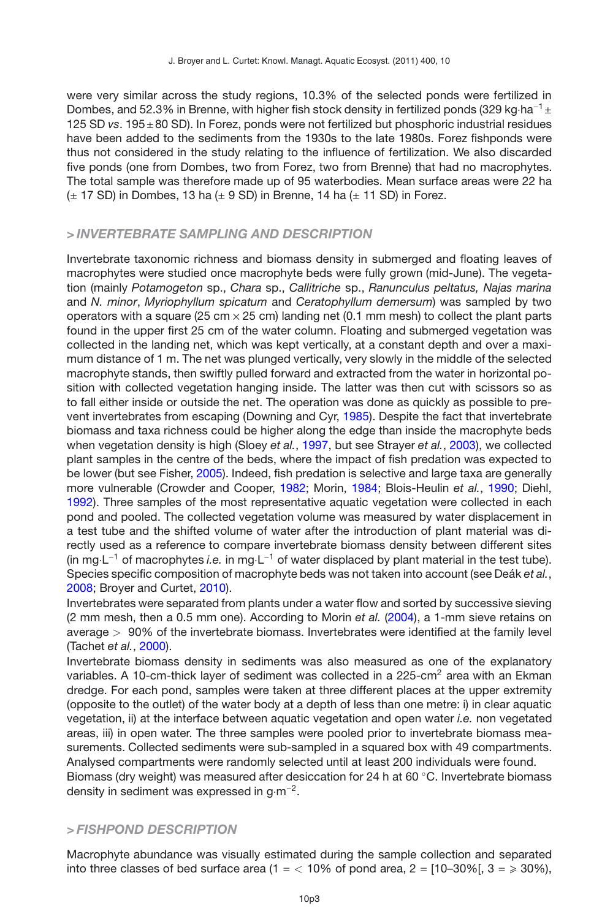were very similar across the study regions, 10.3% of the selected ponds were fertilized in Dombes, and 52.3% in Brenne, with higher fish stock density in fertilized ponds (329 kg·ha$^{-1}$ ± 125 SD *vs*. 195 ± 80 SD). In Forez, ponds were not fertilized but phosphoric industrial residues have been added to the sediments from the 1930s to the late 1980s. Forez fishponds were thus not considered in the study relating to the influence of fertilization. We also discarded five ponds (one from Dombes, two from Forez, two from Brenne) that had no macrophytes. The total sample was therefore made up of 95 waterbodies. Mean surface areas were 22 ha (± 17 SD) in Dombes, 13 ha (± 9 SD) in Brenne, 14 ha (± 11 SD) in Forez.

## > INVERTEBRATE SAMPLING AND DESCRIPTION

Invertebrate taxonomic richness and biomass density in submerged and floating leaves of macrophytes were studied once macrophyte beds were fully grown (mid-June). The vegetation (mainly *Potamogeton* sp., *Chara* sp., *Callitriche* sp., *Ranunculus peltatus, Najas marina* and *N. minor*, *Myriophyllum spicatum* and *Ceratophyllum demersum*) was sampled by two operators with a square (25 cm × 25 cm) landing net (0.1 mm mesh) to collect the plant parts found in the upper first 25 cm of the water column. Floating and submerged vegetation was collected in the landing net, which was kept vertically, at a constant depth and over a maximum distance of 1 m. The net was plunged vertically, very slowly in the middle of the selected macrophyte stands, then swiftly pulled forward and extracted from the water in horizontal position with collected vegetation hanging inside. The latter was then cut with scissors so as to fall either inside or outside the net. The operation was done as quickly as possible to prevent invertebrates from escaping (Downing and Cyr, 1985). Despite the fact that invertebrate biomass and taxa richness could be higher along the edge than inside the macrophyte beds when vegetation density is high (Sloey *et al.*, 1997, but see Strayer *et al.*, 2003), we collected plant samples in the centre of the beds, where the impact of fish predation was expected to be lower (but see Fisher, 2005). Indeed, fish predation is selective and large taxa are generally more vulnerable (Crowder and Cooper, 1982; Morin, 1984; Blois-Heulin *et al.*, 1990; Diehl, 1992). Three samples of the most representative aquatic vegetation were collected in each pond and pooled. The collected vegetation volume was measured by water displacement in a test tube and the shifted volume of water after the introduction of plant material was directly used as a reference to compare invertebrate biomass density between different sites (in mg·L$^{-1}$ of macrophytes *i.e.* in mg·L$^{-1}$ of water displaced by plant material in the test tube). Species specific composition of macrophyte beds was not taken into account (see Deák *et al.*, 2008; Broyer and Curtet, 2010).

Invertebrates were separated from plants under a water flow and sorted by successive sieving (2 mm mesh, then a 0.5 mm one). According to Morin *et al.* (2004), a 1-mm sieve retains on average > 90% of the invertebrate biomass. Invertebrates were identified at the family level (Tachet *et al.*, 2000).

Invertebrate biomass density in sediments was also measured as one of the explanatory variables. A 10-cm-thick layer of sediment was collected in a 225-cm$^2$ area with an Ekman dredge. For each pond, samples were taken at three different places at the upper extremity (opposite to the outlet) of the water body at a depth of less than one metre: i) in clear aquatic vegetation, ii) at the interface between aquatic vegetation and open water *i.e.* non vegetated areas, iii) in open water. The three samples were pooled prior to invertebrate biomass measurements. Collected sediments were sub-sampled in a squared box with 49 compartments. Analysed compartments were randomly selected until at least 200 individuals were found.

Biomass (dry weight) was measured after desiccation for 24 h at 60 °C. Invertebrate biomass density in sediment was expressed in g·m$^{-2}$.

## > FISHPOND DESCRIPTION

Macrophyte abundance was visually estimated during the sample collection and separated into three classes of bed surface area (1 = < 10% of pond area, 2 = [10–30%[, 3 = ⩾ 30%),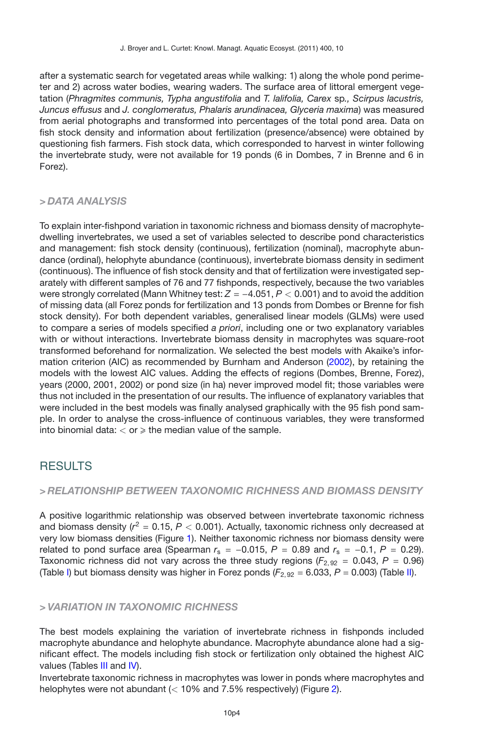after a systematic search for vegetated areas while walking: 1) along the whole pond perimeter and 2) across water bodies, wearing waders. The surface area of littoral emergent vegetation (*Phragmites communis, Typha angustifolia* and *T. lalifolia, Carex* sp*., Scirpus lacustris, Juncus effusus* and *J. conglomeratus, Phalaris arundinacea, Glyceria maxima*) was measured from aerial photographs and transformed into percentages of the total pond area. Data on fish stock density and information about fertilization (presence/absence) were obtained by questioning fish farmers. Fish stock data, which corresponded to harvest in winter following the invertebrate study, were not available for 19 ponds (6 in Dombes, 7 in Brenne and 6 in Forez).

### > *DATA ANALYSIS*

To explain inter-fishpond variation in taxonomic richness and biomass density of macrophyte-dwelling invertebrates, we used a set of variables selected to describe pond characteristics and management: fish stock density (continuous), fertilization (nominal), macrophyte abundance (ordinal), helophyte abundance (continuous), invertebrate biomass density in sediment (continuous). The influence of fish stock density and that of fertilization were investigated separately with different samples of 76 and 77 fishponds, respectively, because the two variables were strongly correlated (Mann Whitney test: $Z = -4.051$, $P < 0.001$) and to avoid the addition of missing data (all Forez ponds for fertilization and 13 ponds from Dombes or Brenne for fish stock density). For both dependent variables, generalised linear models (GLMs) were used to compare a series of models specified *a priori*, including one or two explanatory variables with or without interactions. Invertebrate biomass density in macrophytes was square-root transformed beforehand for normalization. We selected the best models with Akaike's information criterion (AIC) as recommended by Burnham and Anderson (2002), by retaining the models with the lowest AIC values. Adding the effects of regions (Dombes, Brenne, Forez), years (2000, 2001, 2002) or pond size (in ha) never improved model fit; those variables were thus not included in the presentation of our results. The influence of explanatory variables that were included in the best models was finally analysed graphically with the 95 fish pond sample. In order to analyse the cross-influence of continuous variables, they were transformed into binomial data: $<$ or $\geqslant$ the median value of the sample.

## RESULTS

### > *RELATIONSHIP BETWEEN TAXONOMIC RICHNESS AND BIOMASS DENSITY*

A positive logarithmic relationship was observed between invertebrate taxonomic richness and biomass density ($r^2 = 0.15$, $P < 0.001$). Actually, taxonomic richness only decreased at very low biomass densities (Figure 1). Neither taxonomic richness nor biomass density were related to pond surface area (Spearman $r_s = -0.015$, $P = 0.89$ and $r_s = -0.1$, $P = 0.29$). Taxonomic richness did not vary across the three study regions ($F_{2,92} = 0.043$, $P = 0.96$) (Table I) but biomass density was higher in Forez ponds ($F_{2,92} = 6.033$, $P = 0.003$) (Table II).

### > *VARIATION IN TAXONOMIC RICHNESS*

The best models explaining the variation of invertebrate richness in fishponds included macrophyte abundance and helophyte abundance. Macrophyte abundance alone had a significant effect. The models including fish stock or fertilization only obtained the highest AIC values (Tables III and IV).

Invertebrate taxonomic richness in macrophytes was lower in ponds where macrophytes and helophytes were not abundant ($<$ 10% and 7.5% respectively) (Figure 2).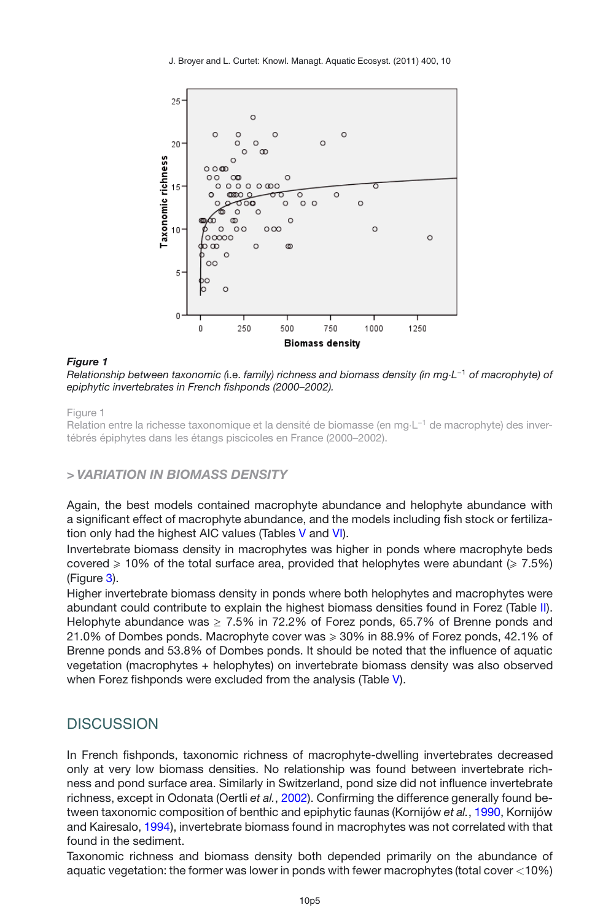***Figure 1***

*Relationship between taxonomic (i.e. family) richness and biomass density (in mg·L$^{-1}$ of macrophyte) of epiphytic invertebrates in French fishponds (2000–2002).*

Figure 1

Relation entre la richesse taxonomique et la densité de biomasse (en mg·L$^{-1}$ de macrophyte) des invertébrés épiphytes dans les étangs piscicoles en France (2000–2002).

### > *VARIATION IN BIOMASS DENSITY*

Again, the best models contained macrophyte abundance and helophyte abundance with a significant effect of macrophyte abundance, and the models including fish stock or fertilization only had the highest AIC values (Tables V and VI).

Invertebrate biomass density in macrophytes was higher in ponds where macrophyte beds covered ⩾ 10% of the total surface area, provided that helophytes were abundant (⩾ 7.5%) (Figure 3).

Higher invertebrate biomass density in ponds where both helophytes and macrophytes were abundant could contribute to explain the highest biomass densities found in Forez (Table II). Helophyte abundance was ≥ 7.5% in 72.2% of Forez ponds, 65.7% of Brenne ponds and 21.0% of Dombes ponds. Macrophyte cover was ⩾ 30% in 88.9% of Forez ponds, 42.1% of Brenne ponds and 53.8% of Dombes ponds. It should be noted that the influence of aquatic vegetation (macrophytes + helophytes) on invertebrate biomass density was also observed when Forez fishponds were excluded from the analysis (Table V).

## DISCUSSION

In French fishponds, taxonomic richness of macrophyte-dwelling invertebrates decreased only at very low biomass densities. No relationship was found between invertebrate richness and pond surface area. Similarly in Switzerland, pond size did not influence invertebrate richness, except in Odonata (Oertli *et al.*, 2002). Confirming the difference generally found between taxonomic composition of benthic and epiphytic faunas (Kornijów *et al.*, 1990, Kornijów and Kairesalo, 1994), invertebrate biomass found in macrophytes was not correlated with that found in the sediment.

Taxonomic richness and biomass density both depended primarily on the abundance of aquatic vegetation: the former was lower in ponds with fewer macrophytes (total cover <10%)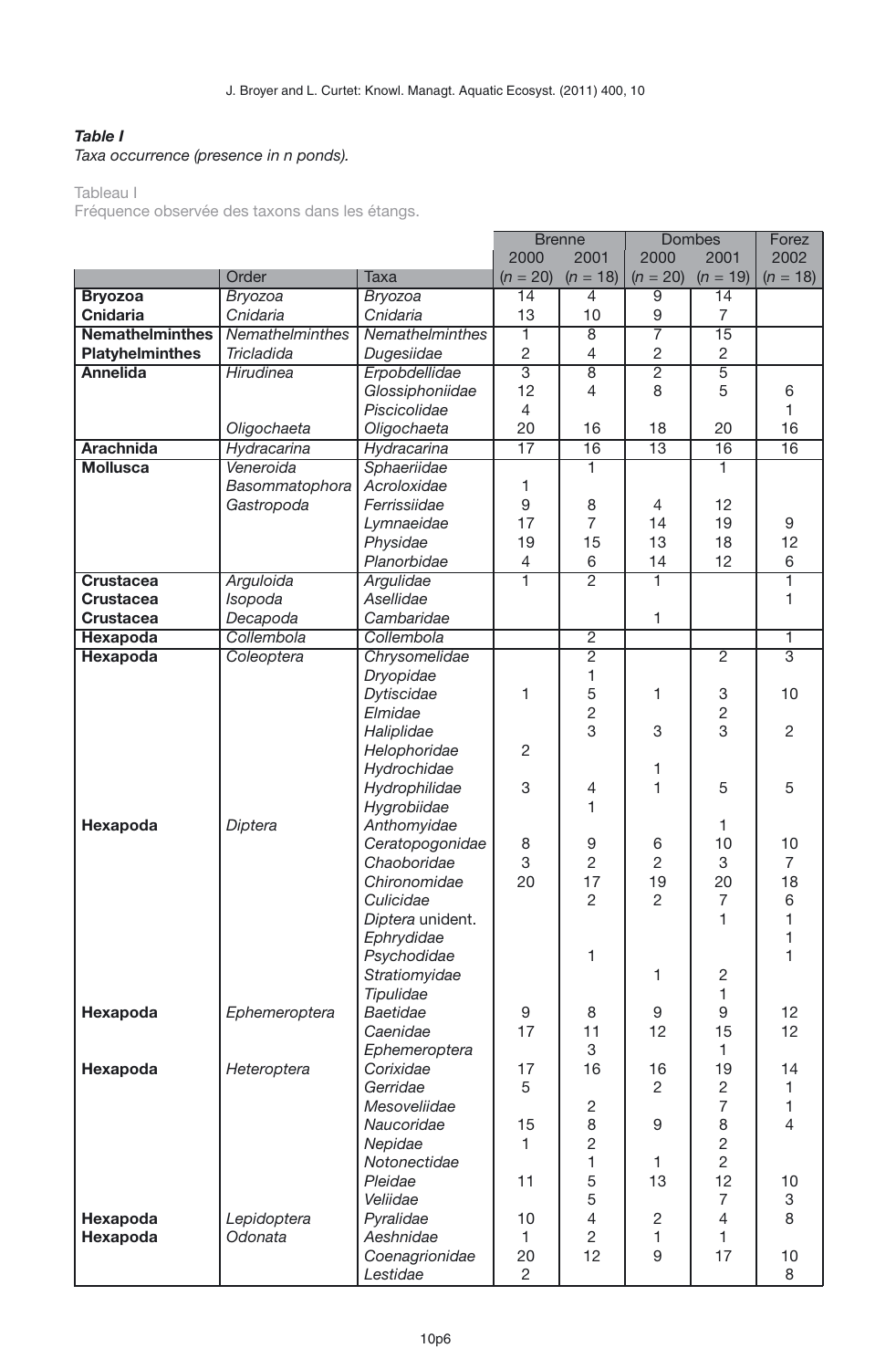***Table I***
*Taxa occurrence (presence in n ponds).*

Tableau I
Fréquence observée des taxons dans les étangs.

| | | | Brenne | | Dombes | | Forez |
|---|---|---|---|---|---|---|---|
| | | | 2000 | 2001 | 2000 | 2001 | 2002 |
| | Order | Taxa | ($n$ = 20) | ($n$ = 18) | ($n$ = 20) | ($n$ = 19) | ($n$ = 18) |
| **Bryozoa** | *Bryozoa* | *Bryozoa* | 14 | 4 | 9 | 14 | |
| **Cnidaria** | *Cnidaria* | *Cnidaria* | 13 | 10 | 9 | 7 | |
| **Nemathelminthes** | *Nemathelminthes* | *Nemathelminthes* | 1 | 8 | 7 | 15 | |
| **Platyhelminthes** | *Tricladida* | *Dugesiidae* | 2 | 4 | 2 | 2 | |
| **Annelida** | *Hirudinea* | *Erpobdellidae* | 3 | 8 | 2 | 5 | |
| | | *Glossiphoniidae* | 12 | 4 | 8 | 5 | 6 |
| | | *Piscicolidae* | 4 | | | | 1 |
| | *Oligochaeta* | *Oligochaeta* | 20 | 16 | 18 | 20 | 16 |
| **Arachnida** | *Hydracarina* | *Hydracarina* | 17 | 16 | 13 | 16 | 16 |
| **Mollusca** | *Veneroida* | *Sphaeriidae* | | 1 | | 1 | |
| | *Basommatophora* | *Acroloxidae* | 1 | | | | |
| | *Gastropoda* | *Ferrissiidae* | 9 | 8 | 4 | 12 | |
| | | *Lymnaeidae* | 17 | 7 | 14 | 19 | 9 |
| | | *Physidae* | 19 | 15 | 13 | 18 | 12 |
| | | *Planorbidae* | 4 | 6 | 14 | 12 | 6 |
| **Crustacea** | *Arguloida* | *Argulidae* | 1 | 2 | 1 | | 1 |
| **Crustacea** | *Isopoda* | *Asellidae* | | | | | 1 |
| **Crustacea** | *Decapoda* | *Cambaridae* | | | 1 | | |
| **Hexapoda** | *Collembola* | *Collembola* | | 2 | | | 1 |
| **Hexapoda** | *Coleoptera* | *Chrysomelidae* | | 2 | | 2 | 3 |
| | | *Dryopidae* | | 1 | | | |
| | | *Dytiscidae* | 1 | 5 | 1 | 3 | 10 |
| | | *Elmidae* | | 2 | | 2 | |
| | | *Haliplidae* | | 3 | 3 | 3 | 2 |
| | | *Helophoridae* | 2 | | | | |
| | | *Hydrochidae* | | | 1 | | |
| | | *Hydrophilidae* | 3 | 4 | 1 | 5 | 5 |
| | | *Hygrobiidae* | | 1 | | | |
| **Hexapoda** | *Diptera* | *Anthomyidae* | | | | 1 | |
| | | *Ceratopogonidae* | 8 | 9 | 6 | 10 | 10 |
| | | *Chaoboridae* | 3 | 2 | 2 | 3 | 7 |
| | | *Chironomidae* | 20 | 17 | 19 | 20 | 18 |
| | | *Culicidae* | | 2 | 2 | 7 | 6 |
| | | *Diptera* unident. | | | | 1 | 1 |
| | | *Ephrydidae* | | | | | 1 |
| | | *Psychodidae* | | 1 | | | 1 |
| | | *Stratiomyidae* | | | 1 | 2 | |
| | | *Tipulidae* | | | | 1 | |
| **Hexapoda** | *Ephemeroptera* | *Baetidae* | 9 | 8 | 9 | 9 | 12 |
| | | *Caenidae* | 17 | 11 | 12 | 15 | 12 |
| | | *Ephemeroptera* | | 3 | | 1 | |
| **Hexapoda** | *Heteroptera* | *Corixidae* | 17 | 16 | 16 | 19 | 14 |
| | | *Gerridae* | 5 | | 2 | 2 | 1 |
| | | *Mesoveliidae* | | 2 | | 7 | 1 |
| | | *Naucoridae* | 15 | 8 | 9 | 8 | 4 |
| | | *Nepidae* | 1 | 2 | | 2 | |
| | | *Notonectidae* | | 1 | 1 | 2 | |
| | | *Pleidae* | 11 | 5 | 13 | 12 | 10 |
| | | *Veliidae* | | 5 | | 7 | 3 |
| **Hexapoda** | *Lepidoptera* | *Pyralidae* | 10 | 4 | 2 | 4 | 8 |
| **Hexapoda** | *Odonata* | *Aeshnidae* | 1 | 2 | 1 | 1 | |
| | | *Coenagrionidae* | 20 | 12 | 9 | 17 | 10 |
| | | *Lestidae* | 2 | | | | 8 |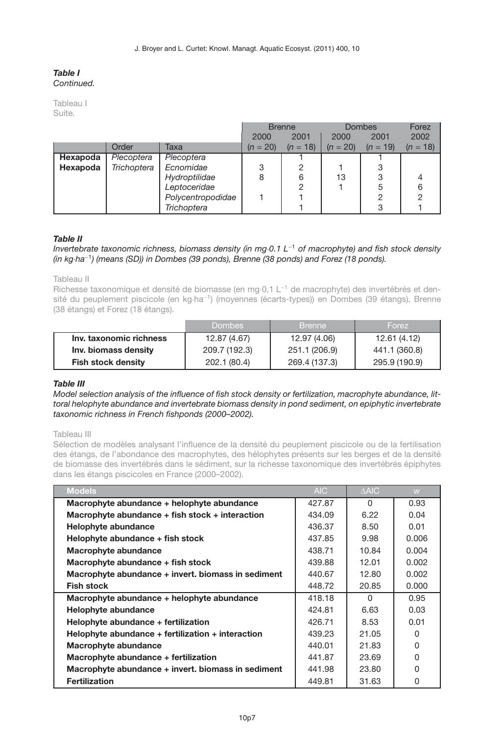***Table I***
*Continued.*

Tableau I
Suite.

| | | | Brenne | | Dombes | | Forez |
|---|---|---|---|---|---|---|---|
| | | | 2000 | 2001 | 2000 | 2001 | 2002 |
| | Order | Taxa | ($n$ = 20) | ($n$ = 18) | ($n$ = 20) | ($n$ = 19) | ($n$ = 18) |
| **Hexapoda** | *Plecoptera* | *Plecoptera* | | 1 | | 1 | |
| **Hexapoda** | *Trichoptera* | *Ecnomidae* | 3 | 2 | 1 | 3 | |
| | | *Hydroptilidae* | 8 | 6 | 13 | 3 | 4 |
| | | *Leptoceridae* | | 2 | 1 | 5 | 6 |
| | | *Polycentropodidae* | 1 | 1 | | 2 | 2 |
| | | *Trichoptera* | | 1 | | 3 | 1 |

***Table II***
*Invertebrate taxonomic richness, biomass density (in mg·0.1 $L^{-1}$ of macrophyte) and fish stock density (in kg·$ha^{-1}$) (means (SD)) in Dombes (39 ponds), Brenne (38 ponds) and Forez (18 ponds).*

Tableau II
Richesse taxonomique et densité de biomasse (en mg·0,1 $L^{-1}$ de macrophyte) des invertébrés et densité du peuplement piscicole (en kg·$ha^{-1}$) (moyennes (écarts-types)) en Dombes (39 étangs), Brenne (38 étangs) et Forez (18 étangs).

| | Dombes | Brenne | Forez |
|---|---|---|---|
| **Inv. taxonomic richness** | 12.87 (4.67) | 12.97 (4.06) | 12.61 (4.12) |
| **Inv. biomass density** | 209.7 (192.3) | 251.1 (206.9) | 441.1 (360.8) |
| **Fish stock density** | 202.1 (80.4) | 269.4 (137.3) | 295.9 (190.9) |

***Table III***
*Model selection analysis of the influence of fish stock density or fertilization, macrophyte abundance, littoral helophyte abundance and invertebrate biomass density in pond sediment, on epiphytic invertebrate taxonomic richness in French fishponds (2000–2002).*

Tableau III
Sélection de modèles analysant l'influence de la densité du peuplement piscicole ou de la fertilisation des étangs, de l'abondance des macrophytes, des hélophytes présents sur les berges et de la densité de biomasse des invertébrés dans le sédiment, sur la richesse taxonomique des invertébrés épiphytes dans les étangs piscicoles en France (2000–2002).

| Models | AIC | ΔAIC | *w* |
|---|---|---|---|
| **Macrophyte abundance + helophyte abundance** | 427.87 | 0 | 0.93 |
| **Macrophyte abundance + fish stock + interaction** | 434.09 | 6.22 | 0.04 |
| **Helophyte abundance** | 436.37 | 8.50 | 0.01 |
| **Helophyte abundance + fish stock** | 437.85 | 9.98 | 0.006 |
| **Macrophyte abundance** | 438.71 | 10.84 | 0.004 |
| **Macrophyte abundance + fish stock** | 439.88 | 12.01 | 0.002 |
| **Macrophyte abundance + invert. biomass in sediment** | 440.67 | 12.80 | 0.002 |
| **Fish stock** | 448.72 | 20.85 | 0.000 |
| **Macrophyte abundance + helophyte abundance** | 418.18 | 0 | 0.95 |
| **Helophyte abundance** | 424.81 | 6.63 | 0.03 |
| **Helophyte abundance + fertilization** | 426.71 | 8.53 | 0.01 |
| **Helophyte abundance + fertilization + interaction** | 439.23 | 21.05 | 0 |
| **Macrophyte abundance** | 440.01 | 21.83 | 0 |
| **Macrophyte abundance + fertilization** | 441.87 | 23.69 | 0 |
| **Macrophyte abundance + invert. biomass in sediment** | 441.98 | 23.80 | 0 |
| **Fertilization** | 449.81 | 31.63 | 0 |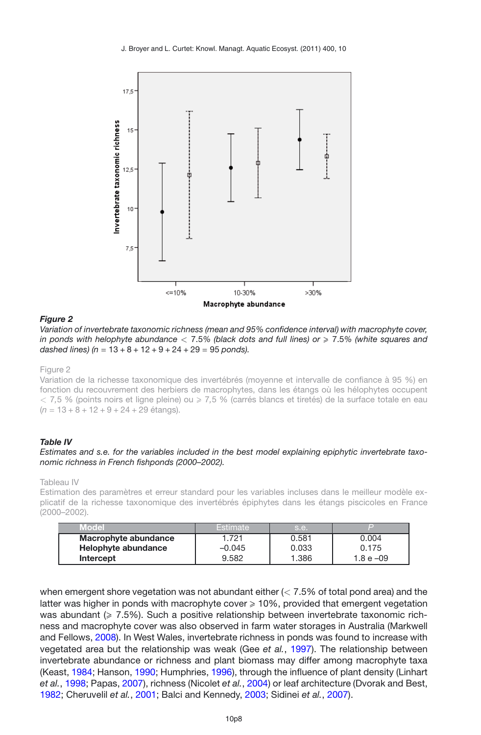***Figure 2***

*Variation of invertebrate taxonomic richness (mean and 95% confidence interval) with macrophyte cover, in ponds with helophyte abundance < 7.5% (black dots and full lines) or ⩾ 7.5% (white squares and dashed lines) (n = 13 + 8 + 12 + 9 + 24 + 29 = 95 ponds).*

Figure 2

Variation de la richesse taxonomique des invertébrés (moyenne et intervalle de confiance à 95 %) en fonction du recouvrement des herbiers de macrophytes, dans les étangs où les hélophytes occupent < 7,5 % (points noirs et ligne pleine) ou ⩾ 7,5 % (carrés blancs et tiretés) de la surface totale en eau (*n* = 13 + 8 + 12 + 9 + 24 + 29 étangs).

***Table IV***

*Estimates and s.e. for the variables included in the best model explaining epiphytic invertebrate taxonomic richness in French fishponds (2000–2002).*

Tableau IV

Estimation des paramètres et erreur standard pour les variables incluses dans le meilleur modèle explicatif de la richesse taxonomique des invertébrés épiphytes dans les étangs piscicoles en France (2000–2002).

| Model | Estimate | s.e. | *P* |
|---|---|---|---|
| **Macrophyte abundance** | 1.721 | 0.581 | 0.004 |
| **Helophyte abundance** | –0.045 | 0.033 | 0.175 |
| **Intercept** | 9.582 | 1.386 | 1.8 e –09 |

when emergent shore vegetation was not abundant either (< 7.5% of total pond area) and the latter was higher in ponds with macrophyte cover ⩾ 10%, provided that emergent vegetation was abundant (⩾ 7.5%). Such a positive relationship between invertebrate taxonomic richness and macrophyte cover was also observed in farm water storages in Australia (Markwell and Fellows, 2008). In West Wales, invertebrate richness in ponds was found to increase with vegetated area but the relationship was weak (Gee *et al.*, 1997). The relationship between invertebrate abundance or richness and plant biomass may differ among macrophyte taxa (Keast, 1984; Hanson, 1990; Humphries, 1996), through the influence of plant density (Linhart *et al.*, 1998; Papas, 2007), richness (Nicolet *et al.*, 2004) or leaf architecture (Dvorak and Best, 1982; Cheruvelil *et al.*, 2001; Balci and Kennedy, 2003; Sidinei *et al.*, 2007).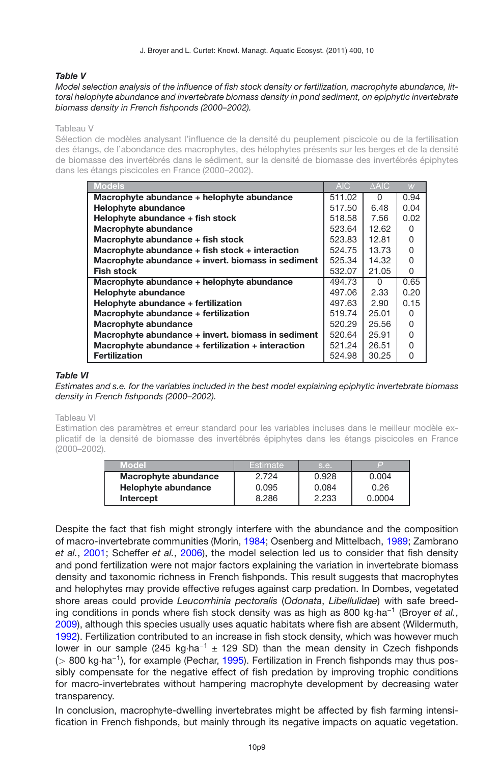***Table V***
*Model selection analysis of the influence of fish stock density or fertilization, macrophyte abundance, littoral helophyte abundance and invertebrate biomass density in pond sediment, on epiphytic invertebrate biomass density in French fishponds (2000–2002).*

Tableau V
Sélection de modèles analysant l'influence de la densité du peuplement piscicole ou de la fertilisation des étangs, de l'abondance des macrophytes, des hélophytes présents sur les berges et de la densité de biomasse des invertébrés dans le sédiment, sur la densité de biomasse des invertébrés épiphytes dans les étangs piscicoles en France (2000–2002).

| Models | AIC | ΔAIC | *w* |
|---|---|---|---|
| **Macrophyte abundance + helophyte abundance** | 511.02 | 0 | 0.94 |
| **Helophyte abundance** | 517.50 | 6.48 | 0.04 |
| **Helophyte abundance + fish stock** | 518.58 | 7.56 | 0.02 |
| **Macrophyte abundance** | 523.64 | 12.62 | 0 |
| **Macrophyte abundance + fish stock** | 523.83 | 12.81 | 0 |
| **Macrophyte abundance + fish stock + interaction** | 524.75 | 13.73 | 0 |
| **Macrophyte abundance + invert. biomass in sediment** | 525.34 | 14.32 | 0 |
| **Fish stock** | 532.07 | 21.05 | 0 |
| **Macrophyte abundance + helophyte abundance** | 494.73 | 0 | 0.65 |
| **Helophyte abundance** | 497.06 | 2.33 | 0.20 |
| **Helophyte abundance + fertilization** | 497.63 | 2.90 | 0.15 |
| **Macrophyte abundance + fertilization** | 519.74 | 25.01 | 0 |
| **Macrophyte abundance** | 520.29 | 25.56 | 0 |
| **Macrophyte abundance + invert. biomass in sediment** | 520.64 | 25.91 | 0 |
| **Macrophyte abundance + fertilization + interaction** | 521.24 | 26.51 | 0 |
| **Fertilization** | 524.98 | 30.25 | 0 |

***Table VI***
*Estimates and s.e. for the variables included in the best model explaining epiphytic invertebrate biomass density in French fishponds (2000–2002).*

Tableau VI
Estimation des paramètres et erreur standard pour les variables incluses dans le meilleur modèle explicatif de la densité de biomasse des invertébrés épiphytes dans les étangs piscicoles en France (2000–2002).

| Model | Estimate | s.e. | *P* |
|---|---|---|---|
| **Macrophyte abundance** | 2.724 | 0.928 | 0.004 |
| **Helophyte abundance** | 0.095 | 0.084 | 0.26 |
| **Intercept** | 8.286 | 2.233 | 0.0004 |

Despite the fact that fish might strongly interfere with the abundance and the composition of macro-invertebrate communities (Morin, 1984; Osenberg and Mittelbach, 1989; Zambrano *et al.*, 2001; Scheffer *et al.*, 2006), the model selection led us to consider that fish density and pond fertilization were not major factors explaining the variation in invertebrate biomass density and taxonomic richness in French fishponds. This result suggests that macrophytes and helophytes may provide effective refuges against carp predation. In Dombes, vegetated shore areas could provide *Leucorrhinia pectoralis* (*Odonata*, *Libellulidae*) with safe breeding conditions in ponds where fish stock density was as high as 800 kg·ha$^{-1}$ (Broyer *et al.*, 2009), although this species usually uses aquatic habitats where fish are absent (Wildermuth, 1992). Fertilization contributed to an increase in fish stock density, which was however much lower in our sample (245 kg·ha$^{-1}$ ± 129 SD) than the mean density in Czech fishponds (> 800 kg·ha$^{-1}$), for example (Pechar, 1995). Fertilization in French fishponds may thus possibly compensate for the negative effect of fish predation by improving trophic conditions for macro-invertebrates without hampering macrophyte development by decreasing water transparency.

In conclusion, macrophyte-dwelling invertebrates might be affected by fish farming intensification in French fishponds, but mainly through its negative impacts on aquatic vegetation.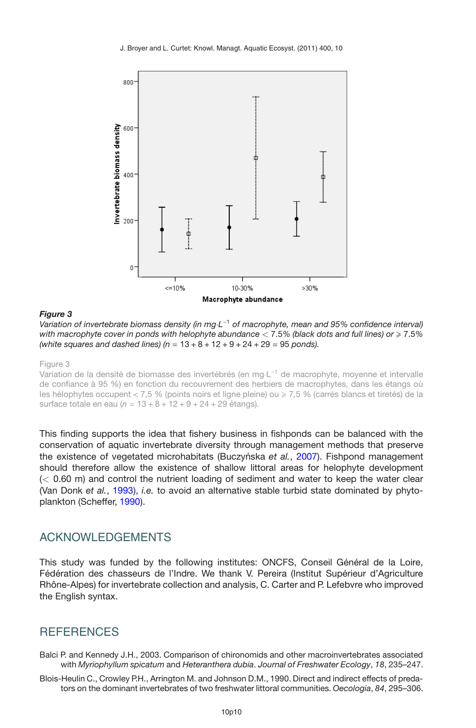***Figure 3***
*Variation of invertebrate biomass density (in mg·L$^{-1}$ of macrophyte, mean and 95% confidence interval) with macrophyte cover in ponds with helophyte abundance < 7.5% (black dots and full lines) or ⩾ 7.5% (white squares and dashed lines) ($n$ = 13 + 8 + 12 + 9 + 24 + 29 = 95 ponds).*

Figure 3
Variation de la densité de biomasse des invertébrés (en mg·L$^{-1}$ de macrophyte, moyenne et intervalle de confiance à 95 %) en fonction du recouvrement des herbiers de macrophytes, dans les étangs où les hélophytes occupent < 7,5 % (points noirs et ligne pleine) ou ⩾ 7,5 % (carrés blancs et tiretés) de la surface totale en eau ($n$ = 13 + 8 + 12 + 9 + 24 + 29 étangs).

This finding supports the idea that fishery business in fishponds can be balanced with the conservation of aquatic invertebrate diversity through management methods that preserve the existence of vegetated microhabitats (Buczyńska *et al.*, 2007). Fishpond management should therefore allow the existence of shallow littoral areas for helophyte development (< 0.60 m) and control the nutrient loading of sediment and water to keep the water clear (Van Donk *et al.*, 1993), *i.e.* to avoid an alternative stable turbid state dominated by phytoplankton (Scheffer, 1990).

## ACKNOWLEDGEMENTS

This study was funded by the following institutes: ONCFS, Conseil Général de la Loire, Fédération des chasseurs de l'Indre. We thank V. Pereira (Institut Supérieur d'Agriculture Rhône-Alpes) for invertebrate collection and analysis, C. Carter and P. Lefebvre who improved the English syntax.

## REFERENCES

Balci P. and Kennedy J.H., 2003. Comparison of chironomids and other macroinvertebrates associated with *Myriophyllum spicatum* and *Heteranthera dubia*. *Journal of Freshwater Ecology*, *18*, 235–247.

Blois-Heulin C., Crowley P.H., Arrington M. and Johnson D.M., 1990. Direct and indirect effects of predators on the dominant invertebrates of two freshwater littoral communities. *Oecologia*, *84*, 295–306.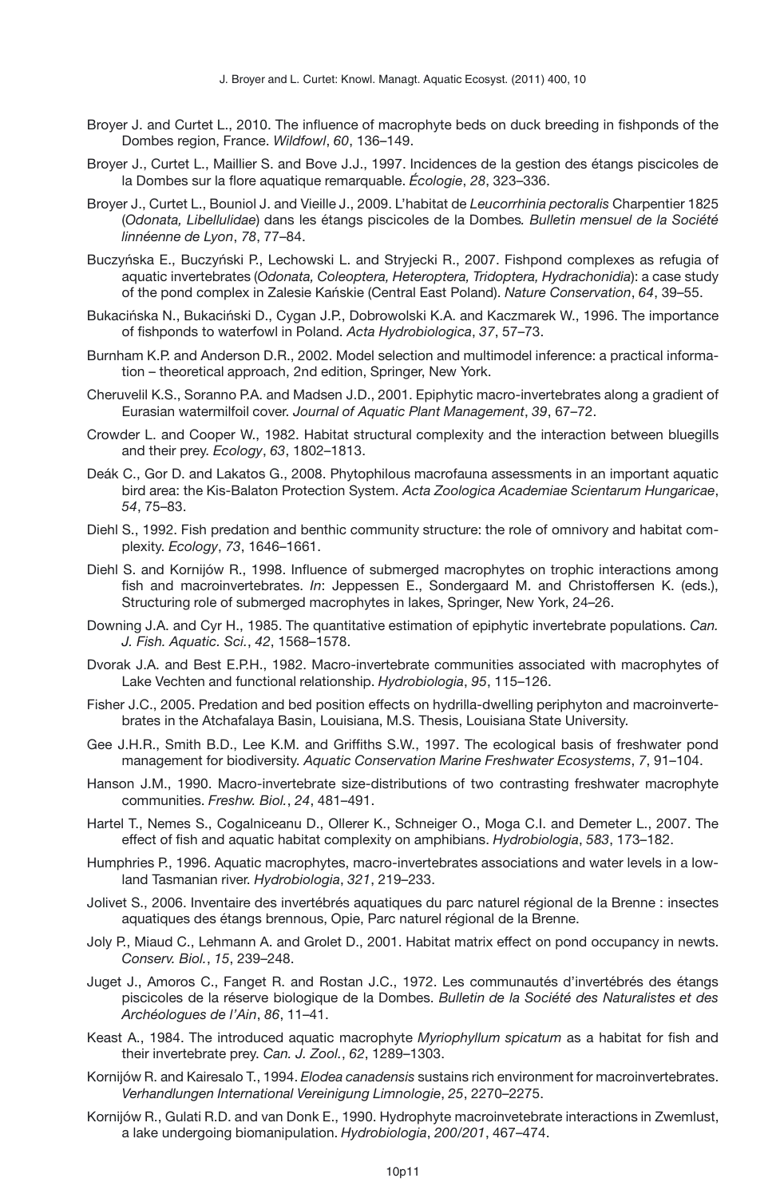Broyer J. and Curtet L., 2010. The influence of macrophyte beds on duck breeding in fishponds of the Dombes region, France. *Wildfowl*, *60*, 136–149.

Broyer J., Curtet L., Maillier S. and Bove J.J., 1997. Incidences de la gestion des étangs piscicoles de la Dombes sur la flore aquatique remarquable. *Écologie*, *28*, 323–336.

Broyer J., Curtet L., Bouniol J. and Vieille J., 2009. L'habitat de *Leucorrhinia pectoralis* Charpentier 1825 (*Odonata, Libellulidae*) dans les étangs piscicoles de la Dombes. *Bulletin mensuel de la Société linnéenne de Lyon*, *78*, 77–84.

Buczyńska E., Buczyński P., Lechowski L. and Stryjecki R., 2007. Fishpond complexes as refugia of aquatic invertebrates (*Odonata, Coleoptera, Heteroptera, Tridoptera, Hydrachonidia*): a case study of the pond complex in Zalesie Kańskie (Central East Poland). *Nature Conservation*, *64*, 39–55.

Bukacińska N., Bukaciński D., Cygan J.P., Dobrowolski K.A. and Kaczmarek W., 1996. The importance of fishponds to waterfowl in Poland. *Acta Hydrobiologica*, *37*, 57–73.

Burnham K.P. and Anderson D.R., 2002. Model selection and multimodel inference: a practical information – theoretical approach, 2nd edition, Springer, New York.

Cheruvelil K.S., Soranno P.A. and Madsen J.D., 2001. Epiphytic macro-invertebrates along a gradient of Eurasian watermilfoil cover. *Journal of Aquatic Plant Management*, *39*, 67–72.

Crowder L. and Cooper W., 1982. Habitat structural complexity and the interaction between bluegills and their prey. *Ecology*, *63*, 1802–1813.

Deák C., Gor D. and Lakatos G., 2008. Phytophilous macrofauna assessments in an important aquatic bird area: the Kis-Balaton Protection System. *Acta Zoologica Academiae Scientarum Hungaricae*, *54*, 75–83.

Diehl S., 1992. Fish predation and benthic community structure: the role of omnivory and habitat complexity. *Ecology*, *73*, 1646–1661.

Diehl S. and Kornijów R., 1998. Influence of submerged macrophytes on trophic interactions among fish and macroinvertebrates. *In*: Jeppessen E., Sondergaard M. and Christoffersen K. (eds.), Structuring role of submerged macrophytes in lakes, Springer, New York, 24–26.

Downing J.A. and Cyr H., 1985. The quantitative estimation of epiphytic invertebrate populations. *Can. J. Fish. Aquatic. Sci.*, *42*, 1568–1578.

Dvorak J.A. and Best E.P.H., 1982. Macro-invertebrate communities associated with macrophytes of Lake Vechten and functional relationship. *Hydrobiologia*, *95*, 115–126.

Fisher J.C., 2005. Predation and bed position effects on hydrilla-dwelling periphyton and macroinvertebrates in the Atchafalaya Basin, Louisiana, M.S. Thesis, Louisiana State University.

Gee J.H.R., Smith B.D., Lee K.M. and Griffiths S.W., 1997. The ecological basis of freshwater pond management for biodiversity. *Aquatic Conservation Marine Freshwater Ecosystems*, *7*, 91–104.

Hanson J.M., 1990. Macro-invertebrate size-distributions of two contrasting freshwater macrophyte communities. *Freshw. Biol.*, *24*, 481–491.

Hartel T., Nemes S., Cogalniceanu D., Ollerer K., Schneiger O., Moga C.I. and Demeter L., 2007. The effect of fish and aquatic habitat complexity on amphibians. *Hydrobiologia*, *583*, 173–182.

Humphries P., 1996. Aquatic macrophytes, macro-invertebrates associations and water levels in a lowland Tasmanian river. *Hydrobiologia*, *321*, 219–233.

Jolivet S., 2006. Inventaire des invertébrés aquatiques du parc naturel régional de la Brenne : insectes aquatiques des étangs brennous, Opie, Parc naturel régional de la Brenne.

Joly P., Miaud C., Lehmann A. and Grolet D., 2001. Habitat matrix effect on pond occupancy in newts. *Conserv. Biol.*, *15*, 239–248.

Juget J., Amoros C., Fanget R. and Rostan J.C., 1972. Les communautés d'invertébrés des étangs piscicoles de la réserve biologique de la Dombes. *Bulletin de la Société des Naturalistes et des Archéologues de l'Ain*, *86*, 11–41.

Keast A., 1984. The introduced aquatic macrophyte *Myriophyllum spicatum* as a habitat for fish and their invertebrate prey. *Can. J. Zool.*, *62*, 1289–1303.

Kornijów R. and Kairesalo T., 1994. *Elodea canadensis* sustains rich environment for macroinvertebrates. *Verhandlungen International Vereinigung Limnologie*, *25*, 2270–2275.

Kornijów R., Gulati R.D. and van Donk E., 1990. Hydrophyte macroinvetebrate interactions in Zwemlust, a lake undergoing biomanipulation. *Hydrobiologia*, *200/201*, 467–474.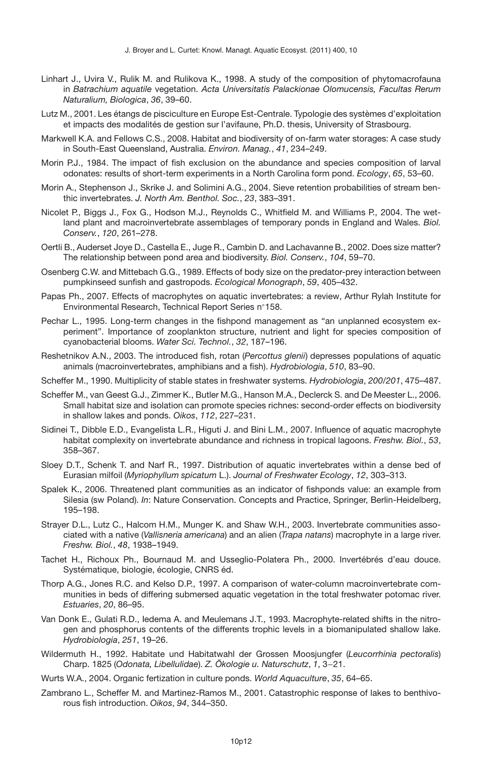Linhart J., Uvira V., Rulik M. and Rulikova K., 1998. A study of the composition of phytomacrofauna in *Batrachium aquatile* vegetation. *Acta Universitatis Palackionae Olomucensis, Facultas Rerum Naturalium, Biologica*, *36*, 39–60.

Lutz M., 2001. Les étangs de pisciculture en Europe Est-Centrale. Typologie des systèmes d'exploitation et impacts des modalités de gestion sur l'avifaune, Ph.D. thesis, University of Strasbourg.

Markwell K.A. and Fellows C.S., 2008. Habitat and biodiversity of on-farm water storages: A case study in South-East Queensland, Australia. *Environ. Manag.*, *41*, 234–249.

Morin P.J., 1984. The impact of fish exclusion on the abundance and species composition of larval odonates: results of short-term experiments in a North Carolina form pond. *Ecology*, *65*, 53–60.

Morin A., Stephenson J., Skrike J. and Solimini A.G., 2004. Sieve retention probabilities of stream benthic invertebrates. *J. North Am. Benthol. Soc.*, *23*, 383–391.

Nicolet P., Biggs J., Fox G., Hodson M.J., Reynolds C., Whitfield M. and Williams P., 2004. The wetland plant and macroinvertebrate assemblages of temporary ponds in England and Wales. *Biol. Conserv.*, *120*, 261–278.

Oertli B., Auderset Joye D., Castella E., Juge R., Cambin D. and Lachavanne B., 2002. Does size matter? The relationship between pond area and biodiversity. *Biol. Conserv.*, *104*, 59–70.

Osenberg C.W. and Mittebach G.G., 1989. Effects of body size on the predator-prey interaction between pumpkinseed sunfish and gastropods. *Ecological Monograph*, *59*, 405–432.

Papas Ph., 2007. Effects of macrophytes on aquatic invertebrates: a review, Arthur Rylah Institute for Environmental Research, Technical Report Series n°158.

Pechar L., 1995. Long-term changes in the fishpond management as "an unplanned ecosystem experiment". Importance of zooplankton structure, nutrient and light for species composition of cyanobacterial blooms. *Water Sci. Technol.*, *32*, 187–196.

Reshetnikov A.N., 2003. The introduced fish, rotan (*Percottus glenii*) depresses populations of aquatic animals (macroinvertebrates, amphibians and a fish). *Hydrobiologia*, *510*, 83–90.

Scheffer M., 1990. Multiplicity of stable states in freshwater systems. *Hydrobiologia*, *200/201*, 475–487.

Scheffer M., van Geest G.J., Zimmer K., Butler M.G., Hanson M.A., Declerck S. and De Meester L., 2006. Small habitat size and isolation can promote species richnes: second-order effects on biodiversity in shallow lakes and ponds. *Oikos*, *112*, 227–231.

Sidinei T., Dibble E.D., Evangelista L.R., Higuti J. and Bini L.M., 2007. Influence of aquatic macrophyte habitat complexity on invertebrate abundance and richness in tropical lagoons. *Freshw. Biol.*, *53*, 358–367.

Sloey D.T., Schenk T. and Narf R., 1997. Distribution of aquatic invertebrates within a dense bed of Eurasian milfoil (*Myriophyllum spicatum* L.). *Journal of Freshwater Ecology*, *12*, 303–313.

Spalek K., 2006. Threatened plant communities as an indicator of fishponds value: an example from Silesia (sw Poland). *In*: Nature Conservation. Concepts and Practice, Springer, Berlin-Heidelberg, 195–198.

Strayer D.L., Lutz C., Halcom H.M., Munger K. and Shaw W.H., 2003. Invertebrate communities associated with a native (*Vallisneria americana*) and an alien (*Trapa natans*) macrophyte in a large river. *Freshw. Biol.*, *48*, 1938–1949.

Tachet H., Richoux Ph., Bournaud M. and Usseglio-Polatera Ph., 2000. Invertébrés d'eau douce. Systématique, biologie, écologie, CNRS éd.

Thorp A.G., Jones R.C. and Kelso D.P., 1997. A comparison of water-column macroinvertebrate communities in beds of differing submersed aquatic vegetation in the total freshwater potomac river. *Estuaries*, *20*, 86–95.

Van Donk E., Gulati R.D., Iedema A. and Meulemans J.T., 1993. Macrophyte-related shifts in the nitrogen and phosphorus contents of the differents trophic levels in a biomanipulated shallow lake. *Hydrobiologia*, *251*, 19–26.

Wildermuth H., 1992. Habitate und Habitatwahl der Grossen Moosjungfer (*Leucorrhinia pectoralis*) Charp. 1825 (*Odonata, Libellulidae*). *Z. Ökologie u. Naturschutz*, *1*, 3–21.

Wurts W.A., 2004. Organic fertization in culture ponds. *World Aquaculture*, *35*, 64–65.

Zambrano L., Scheffer M. and Martinez-Ramos M., 2001. Catastrophic response of lakes to benthivorous fish introduction. *Oikos*, *94*, 344–350.